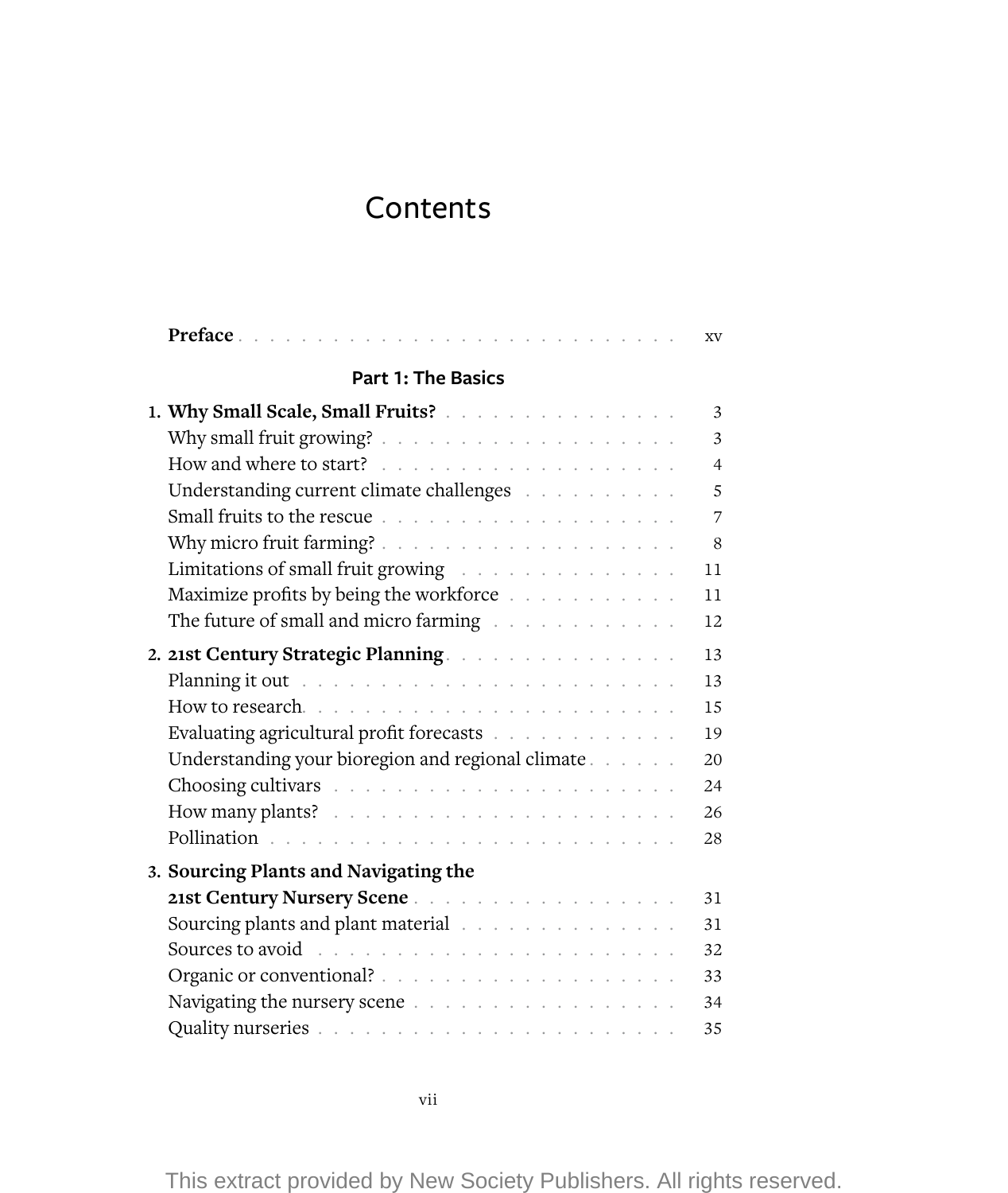# Contents

**Preface** . . . . . . . . . . . . . . . . . . . . . . . . . . . xv

## Part 1: The Basics

1. **Why Small Scale, Small Fruits?** . . . . . . . . . . . . . . . 3
   - Why small fruit growing? . . . . . . . . . . . . . . . . . . . 3
   - How and where to start? . . . . . . . . . . . . . . . . . . . 4
   - Understanding current climate challenges . . . . . . . . . . 5
   - Small fruits to the rescue . . . . . . . . . . . . . . . . . . 7
   - Why micro fruit farming? . . . . . . . . . . . . . . . . . . 8
   - Limitations of small fruit growing . . . . . . . . . . . . . . 11
   - Maximize profits by being the workforce . . . . . . . . . . . 11
   - The future of small and micro farming . . . . . . . . . . . . 12
2. **21st Century Strategic Planning** . . . . . . . . . . . . . . 13
   - Planning it out . . . . . . . . . . . . . . . . . . . . . . . 13
   - How to research . . . . . . . . . . . . . . . . . . . . . . . 15
   - Evaluating agricultural profit forecasts . . . . . . . . . . . 19
   - Understanding your bioregion and regional climate . . . . . . 20
   - Choosing cultivars . . . . . . . . . . . . . . . . . . . . . 24
   - How many plants? . . . . . . . . . . . . . . . . . . . . . . 26
   - Pollination . . . . . . . . . . . . . . . . . . . . . . . . . 28
3. **Sourcing Plants and Navigating the 21st Century Nursery Scene** . . . . . . . . . . . . . . . . 31
   - Sourcing plants and plant material . . . . . . . . . . . . . 31
   - Sources to avoid . . . . . . . . . . . . . . . . . . . . . . 32
   - Organic or conventional? . . . . . . . . . . . . . . . . . . 33
   - Navigating the nursery scene . . . . . . . . . . . . . . . . 34
   - Quality nurseries . . . . . . . . . . . . . . . . . . . . . . 35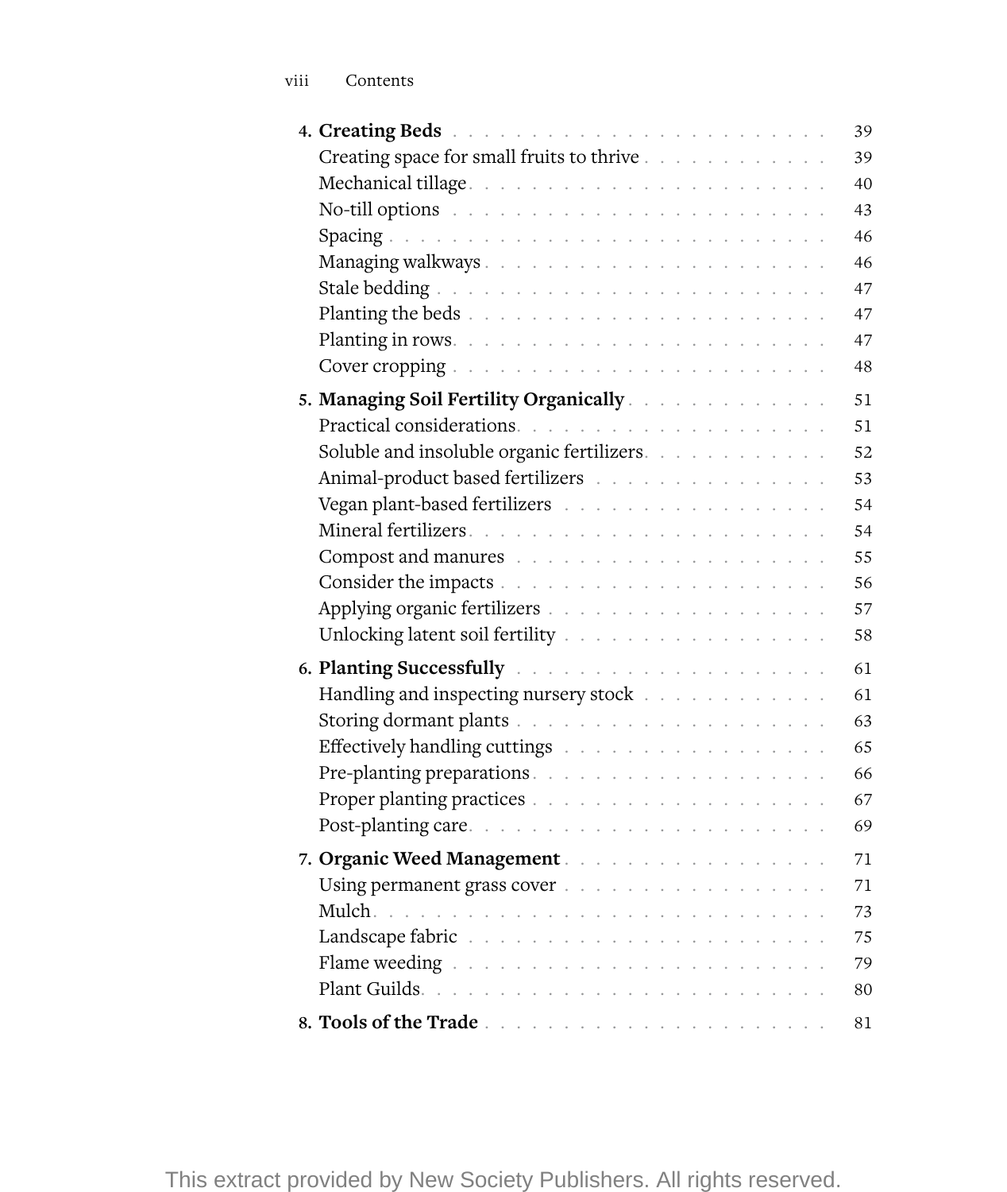**4. Creating Beds** . . . . . . . . . . . . . . . . . . . . . . . 39
- Creating space for small fruits to thrive . . . . . . . . . . . . 39
- Mechanical tillage . . . . . . . . . . . . . . . . . . . . . . . 40
- No-till options . . . . . . . . . . . . . . . . . . . . . . . . 43
- Spacing . . . . . . . . . . . . . . . . . . . . . . . . . . . 46
- Managing walkways . . . . . . . . . . . . . . . . . . . . . . 46
- Stale bedding . . . . . . . . . . . . . . . . . . . . . . . . 47
- Planting the beds . . . . . . . . . . . . . . . . . . . . . . 47
- Planting in rows . . . . . . . . . . . . . . . . . . . . . . . 47
- Cover cropping . . . . . . . . . . . . . . . . . . . . . . . . 48

**5. Managing Soil Fertility Organically** . . . . . . . . . . . . 51
- Practical considerations . . . . . . . . . . . . . . . . . . . 51
- Soluble and insoluble organic fertilizers . . . . . . . . . . . 52
- Animal-product based fertilizers . . . . . . . . . . . . . . . 53
- Vegan plant-based fertilizers . . . . . . . . . . . . . . . . . 54
- Mineral fertilizers . . . . . . . . . . . . . . . . . . . . . . 54
- Compost and manures . . . . . . . . . . . . . . . . . . . . . 55
- Consider the impacts . . . . . . . . . . . . . . . . . . . . . 56
- Applying organic fertilizers . . . . . . . . . . . . . . . . . 57
- Unlocking latent soil fertility . . . . . . . . . . . . . . . . 58

**6. Planting Successfully** . . . . . . . . . . . . . . . . . . . 61
- Handling and inspecting nursery stock . . . . . . . . . . . . 61
- Storing dormant plants . . . . . . . . . . . . . . . . . . . . 63
- Effectively handling cuttings . . . . . . . . . . . . . . . . . 65
- Pre-planting preparations . . . . . . . . . . . . . . . . . . . 66
- Proper planting practices . . . . . . . . . . . . . . . . . . . 67
- Post-planting care . . . . . . . . . . . . . . . . . . . . . . 69

**7. Organic Weed Management** . . . . . . . . . . . . . . . . . 71
- Using permanent grass cover . . . . . . . . . . . . . . . . . 71
- Mulch . . . . . . . . . . . . . . . . . . . . . . . . . . . . 73
- Landscape fabric . . . . . . . . . . . . . . . . . . . . . . . 75
- Flame weeding . . . . . . . . . . . . . . . . . . . . . . . . 79
- Plant Guilds . . . . . . . . . . . . . . . . . . . . . . . . . 80

**8. Tools of the Trade** . . . . . . . . . . . . . . . . . . . . . 81

This extract provided by New Society Publishers. All rights reserved.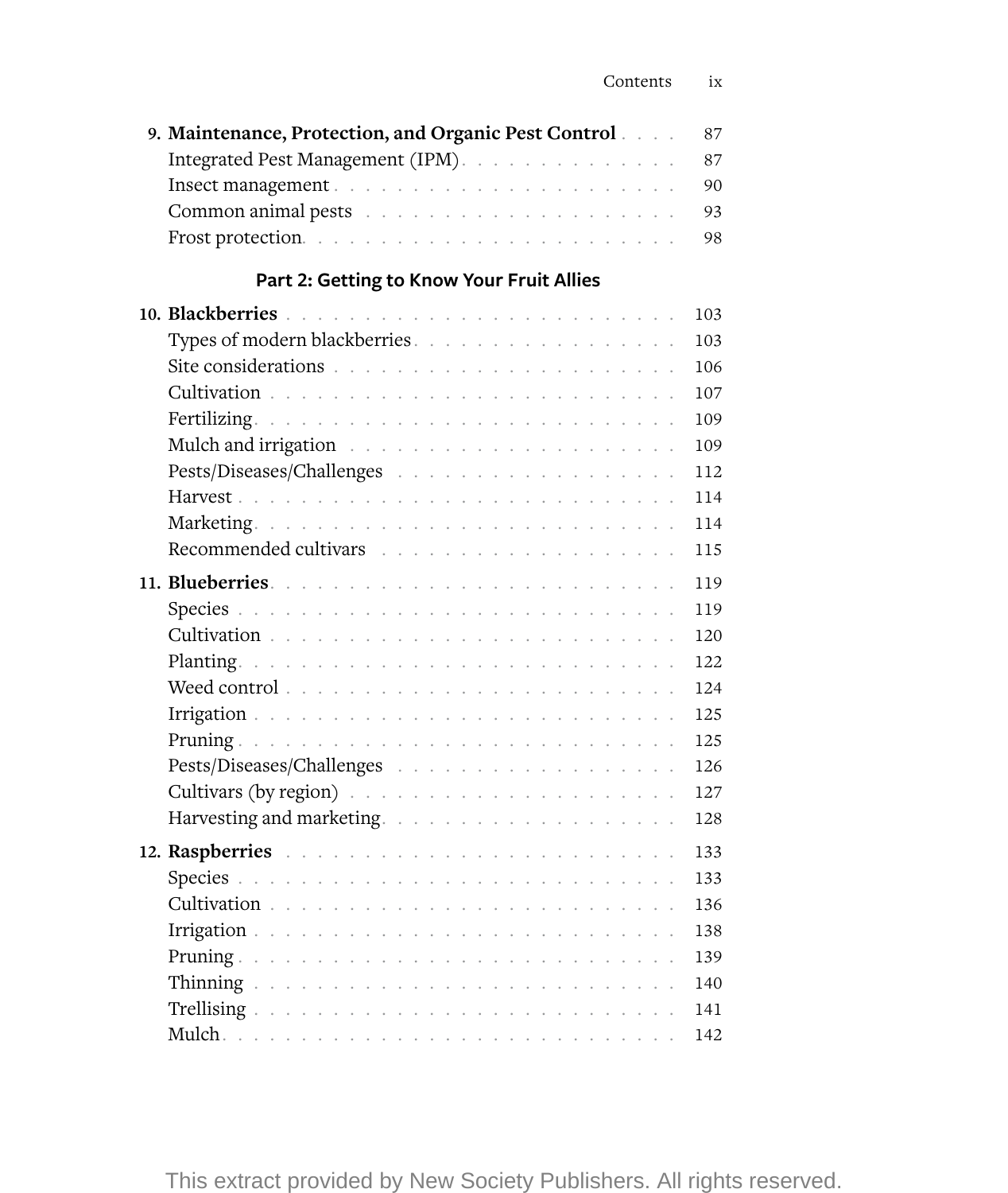**9. Maintenance, Protection, and Organic Pest Control** . . . . 87
- Integrated Pest Management (IPM) . . . . . . . . . . . . . . 87
- Insect management . . . . . . . . . . . . . . . . . . . . . . 90
- Common animal pests . . . . . . . . . . . . . . . . . . . . . 93
- Frost protection . . . . . . . . . . . . . . . . . . . . . . . 98

## Part 2: Getting to Know Your Fruit Allies

**10. Blackberries** . . . . . . . . . . . . . . . . . . . . . . 103
- Types of modern blackberries . . . . . . . . . . . . . . . . 103
- Site considerations . . . . . . . . . . . . . . . . . . . . . 106
- Cultivation . . . . . . . . . . . . . . . . . . . . . . . . . 107
- Fertilizing . . . . . . . . . . . . . . . . . . . . . . . . . 109
- Mulch and irrigation . . . . . . . . . . . . . . . . . . . . 109
- Pests/Diseases/Challenges . . . . . . . . . . . . . . . . . . 112
- Harvest . . . . . . . . . . . . . . . . . . . . . . . . . . . 114
- Marketing . . . . . . . . . . . . . . . . . . . . . . . . . . 114
- Recommended cultivars . . . . . . . . . . . . . . . . . . . . 115

**11. Blueberries** . . . . . . . . . . . . . . . . . . . . . . . 119
- Species . . . . . . . . . . . . . . . . . . . . . . . . . . . 119
- Cultivation . . . . . . . . . . . . . . . . . . . . . . . . . 120
- Planting . . . . . . . . . . . . . . . . . . . . . . . . . . . 122
- Weed control . . . . . . . . . . . . . . . . . . . . . . . . . 124
- Irrigation . . . . . . . . . . . . . . . . . . . . . . . . . . 125
- Pruning . . . . . . . . . . . . . . . . . . . . . . . . . . . 125
- Pests/Diseases/Challenges . . . . . . . . . . . . . . . . . . 126
- Cultivars (by region) . . . . . . . . . . . . . . . . . . . . 127
- Harvesting and marketing . . . . . . . . . . . . . . . . . . 128

**12. Raspberries** . . . . . . . . . . . . . . . . . . . . . . . 133
- Species . . . . . . . . . . . . . . . . . . . . . . . . . . . 133
- Cultivation . . . . . . . . . . . . . . . . . . . . . . . . . 136
- Irrigation . . . . . . . . . . . . . . . . . . . . . . . . . . 138
- Pruning . . . . . . . . . . . . . . . . . . . . . . . . . . . 139
- Thinning . . . . . . . . . . . . . . . . . . . . . . . . . . . 140
- Trellising . . . . . . . . . . . . . . . . . . . . . . . . . . 141
- Mulch . . . . . . . . . . . . . . . . . . . . . . . . . . . . 142

This extract provided by New Society Publishers. All rights reserved.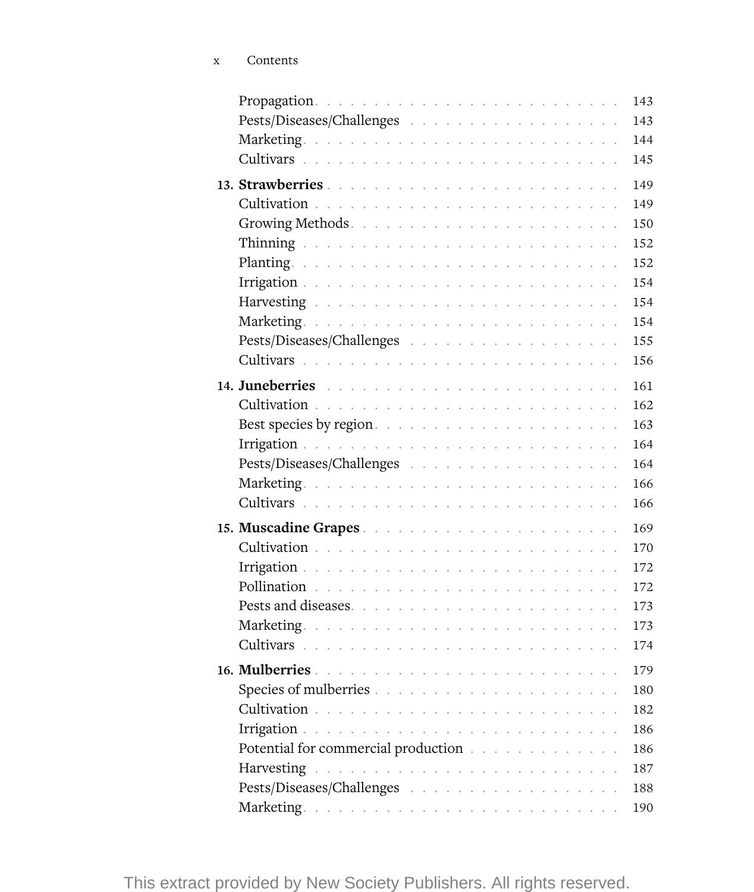Propagation . . . . . . . . . . 143
Pests/Diseases/Challenges . . . . . . . . . . 143
Marketing . . . . . . . . . . 144
Cultivars . . . . . . . . . . 145

**13. Strawberries** . . . . . . . . . . 149
Cultivation . . . . . . . . . . 149
Growing Methods . . . . . . . . . . 150
Thinning . . . . . . . . . . 152
Planting . . . . . . . . . . 152
Irrigation . . . . . . . . . . 154
Harvesting . . . . . . . . . . 154
Marketing . . . . . . . . . . 154
Pests/Diseases/Challenges . . . . . . . . . . 155
Cultivars . . . . . . . . . . 156

**14. Juneberries** . . . . . . . . . . 161
Cultivation . . . . . . . . . . 162
Best species by region . . . . . . . . . . 163
Irrigation . . . . . . . . . . 164
Pests/Diseases/Challenges . . . . . . . . . . 164
Marketing . . . . . . . . . . 166
Cultivars . . . . . . . . . . 166

**15. Muscadine Grapes** . . . . . . . . . . 169
Cultivation . . . . . . . . . . 170
Irrigation . . . . . . . . . . 172
Pollination . . . . . . . . . . 172
Pests and diseases . . . . . . . . . . 173
Marketing . . . . . . . . . . 173
Cultivars . . . . . . . . . . 174

**16. Mulberries** . . . . . . . . . . 179
Species of mulberries . . . . . . . . . . 180
Cultivation . . . . . . . . . . 182
Irrigation . . . . . . . . . . 186
Potential for commercial production . . . . . . . . . . 186
Harvesting . . . . . . . . . . 187
Pests/Diseases/Challenges . . . . . . . . . . 188
Marketing . . . . . . . . . . 190

This extract provided by New Society Publishers. All rights reserved.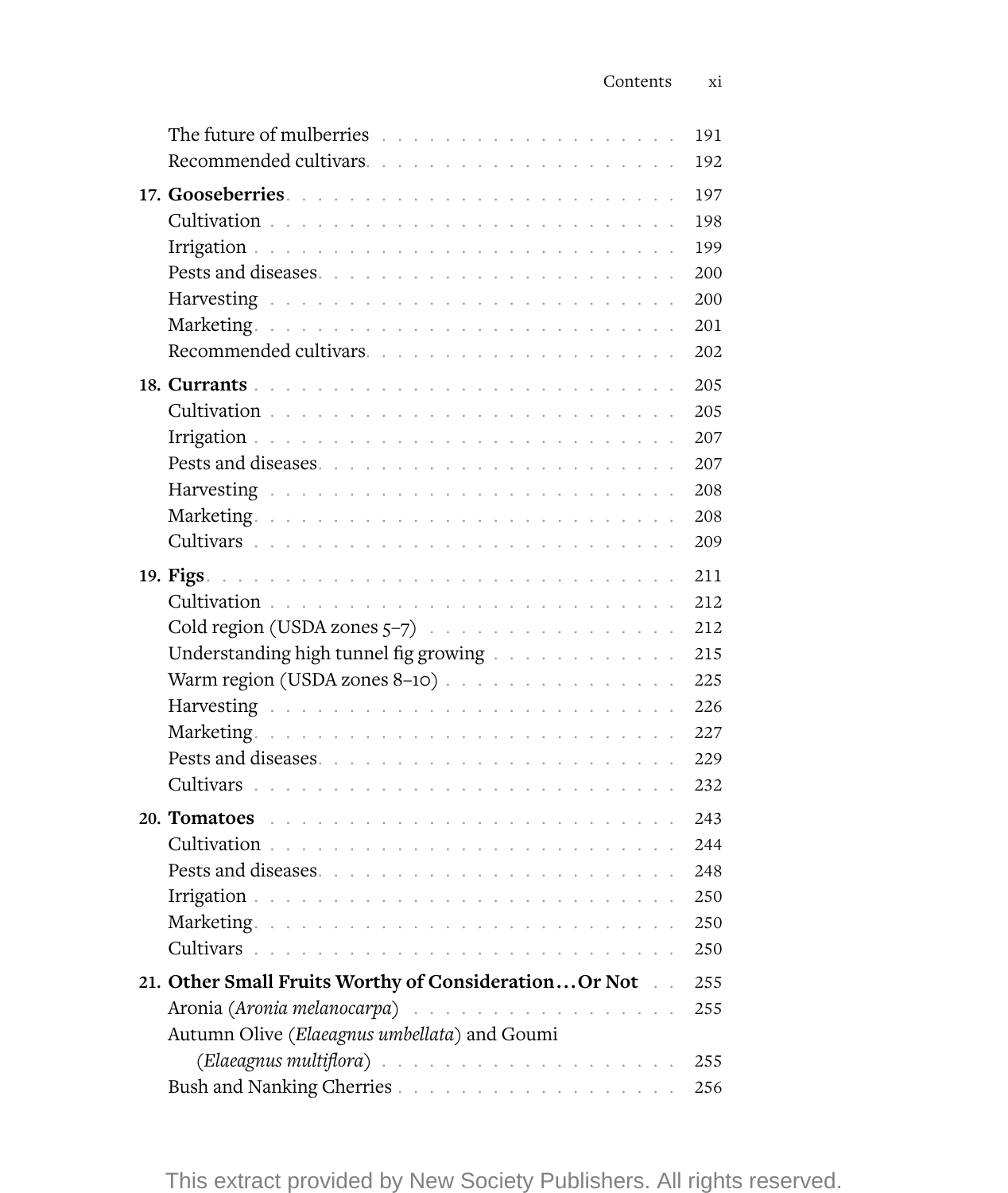The future of mulberries . . . . . 191
Recommended cultivars . . . . . 192

**17. Gooseberries** . . . . . 197
Cultivation . . . . . 198
Irrigation . . . . . 199
Pests and diseases . . . . . 200
Harvesting . . . . . 200
Marketing . . . . . 201
Recommended cultivars . . . . . 202

**18. Currants** . . . . . 205
Cultivation . . . . . 205
Irrigation . . . . . 207
Pests and diseases . . . . . 207
Harvesting . . . . . 208
Marketing . . . . . 208
Cultivars . . . . . 209

**19. Figs** . . . . . 211
Cultivation . . . . . 212
Cold region (USDA zones 5–7) . . . . . 212
Understanding high tunnel fig growing . . . . . 215
Warm region (USDA zones 8–10) . . . . . 225
Harvesting . . . . . 226
Marketing . . . . . 227
Pests and diseases . . . . . 229
Cultivars . . . . . 232

**20. Tomatoes** . . . . . 243
Cultivation . . . . . 244
Pests and diseases . . . . . 248
Irrigation . . . . . 250
Marketing . . . . . 250
Cultivars . . . . . 250

**21. Other Small Fruits Worthy of Consideration…Or Not** . . . . . 255
Aronia (*Aronia melanocarpa*) . . . . . 255
Autumn Olive (*Elaeagnus umbellata*) and Goumi (*Elaeagnus multiflora*) . . . . . 255
Bush and Nanking Cherries . . . . . 256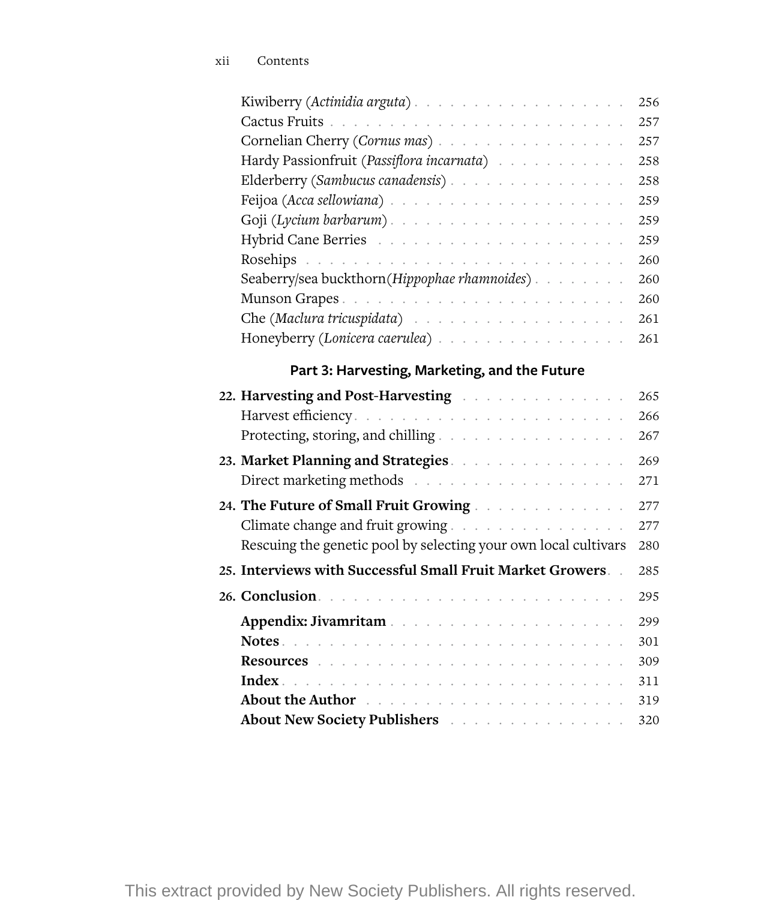Kiwiberry (*Actinidia arguta*) . . . 256
Cactus Fruits . . . 257
Cornelian Cherry (*Cornus mas*) . . . 257
Hardy Passionfruit (*Passiflora incarnata*) . . . 258
Elderberry (*Sambucus canadensis*) . . . 258
Feijoa (*Acca sellowiana*) . . . 259
Goji (*Lycium barbarum*) . . . 259
Hybrid Cane Berries . . . 259
Rosehips . . . 260
Seaberry/sea buckthorn(*Hippophae rhamnoides*) . . . 260
Munson Grapes . . . 260
Che (*Maclura tricuspidata*) . . . 261
Honeyberry (*Lonicera caerulea*) . . . 261

## Part 3: Harvesting, Marketing, and the Future

**22. Harvesting and Post-Harvesting** . . . 265
Harvest efficiency . . . 266
Protecting, storing, and chilling . . . 267

**23. Market Planning and Strategies** . . . 269
Direct marketing methods . . . 271

**24. The Future of Small Fruit Growing** . . . 277
Climate change and fruit growing . . . 277
Rescuing the genetic pool by selecting your own local cultivars 280

**25. Interviews with Successful Small Fruit Market Growers** . . . 285

**26. Conclusion** . . . 295

**Appendix: Jivamritam** . . . 299
**Notes** . . . 301
**Resources** . . . 309
**Index** . . . 311
**About the Author** . . . 319
**About New Society Publishers** . . . 320

This extract provided by New Society Publishers. All rights reserved.